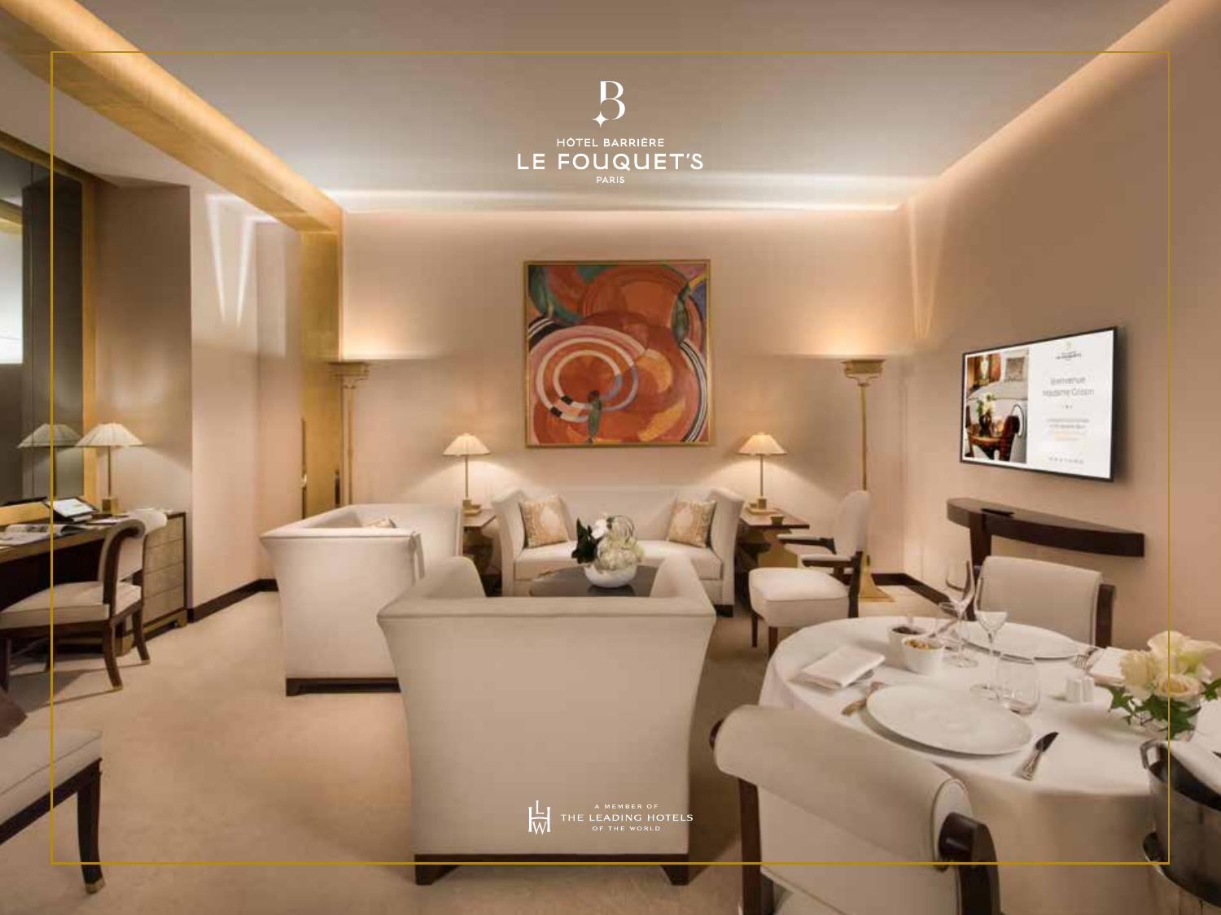HÔTEL BARRIÈRE

# LE FOUQUET'S

PARIS

A MEMBER OF THE LEADING HOTELS OF THE WORLD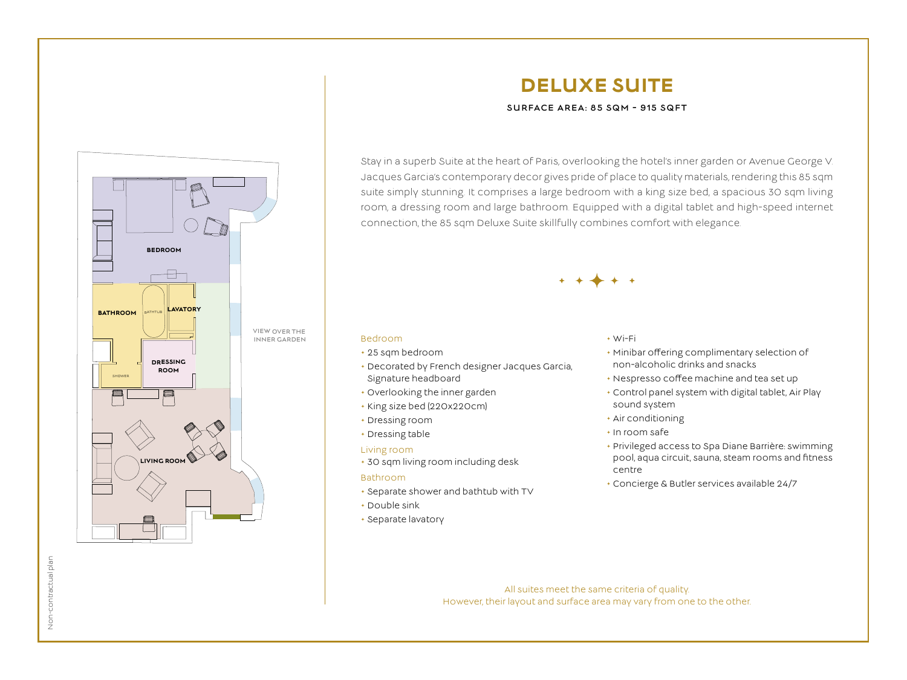# DELUXE SUITE

**SURFACE AREA: 85 SQM - 915 SQFT**

BEDROOM

BATHROOM

BATHTUB

LAVATORY

DRESSING ROOM

SHOWER

LIVING ROOM

VIEW OVER THE INNER GARDEN

Stay in a superb Suite at the heart of Paris, overlooking the hotel's inner garden or Avenue George V. Jacques Garcia's contemporary decor gives pride of place to quality materials, rendering this 85 sqm suite simply stunning. It comprises a large bedroom with a king size bed, a spacious 30 sqm living room, a dressing room and large bathroom. Equipped with a digital tablet and high-speed internet connection, the 85 sqm Deluxe Suite skillfully combines comfort with elegance.

### Bedroom

- 25 sqm bedroom
- Decorated by French designer Jacques Garcia, Signature headboard
- Overlooking the inner garden
- King size bed (220x220cm)
- Dressing room
- Dressing table

### Living room

- 30 sqm living room including desk

### Bathroom

- Separate shower and bathtub with TV
- Double sink
- Separate lavatory

- Wi-Fi
- Minibar offering complimentary selection of non-alcoholic drinks and snacks
- Nespresso coffee machine and tea set up
- Control panel system with digital tablet, Air Play sound system
- Air conditioning
- In room safe
- Privileged access to Spa Diane Barrière: swimming pool, aqua circuit, sauna, steam rooms and fitness centre
- Concierge & Butler services available 24/7

All suites meet the same criteria of quality.
However, their layout and surface area may vary from one to the other.

Non-contractual plan